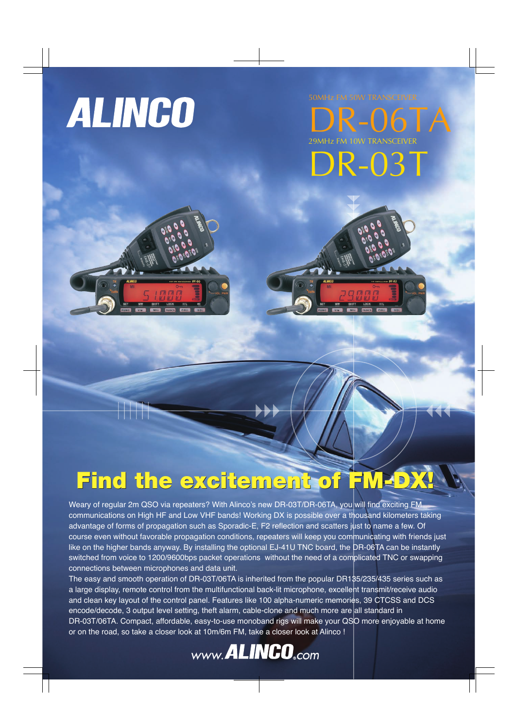# ALINCO

50MHz FM 50W TRANSCEIVER

# DR-06TA

29MHz FM 10W TRANSCEIVER

# DR-03T

## Find the excitement of FM-DX!

Weary of regular 2m QSO via repeaters? With Alinco's new DR-03T/DR-06TA, you will find exciting FM communications on High HF and Low VHF bands! Working DX is possible over a thousand kilometers taking advantage of forms of propagation such as Sporadic-E, F2 reflection and scatters just to name a few. Of course even without favorable propagation conditions, repeaters will keep you communicating with friends just like on the higher bands anyway. By installing the optional EJ-41U TNC board, the DR-06TA can be instantly switched from voice to 1200/9600bps packet operations without the need of a complicated TNC or swapping connections between microphones and data unit.

The easy and smooth operation of DR-03T/06TA is inherited from the popular DR135/235/435 series such as a large display, remote control from the multifunctional back-lit microphone, excellent transmit/receive audio and clean key layout of the control panel. Features like 100 alpha-numeric memories, 39 CTCSS and DCS encode/decode, 3 output level setting, theft alarm, cable-clone and much more are all standard in DR-03T/06TA. Compact, affordable, easy-to-use monoband rigs will make your QSO more enjoyable at home or on the road, so take a closer look at 10m/6m FM, take a closer look at Alinco !

www.ALINCO.com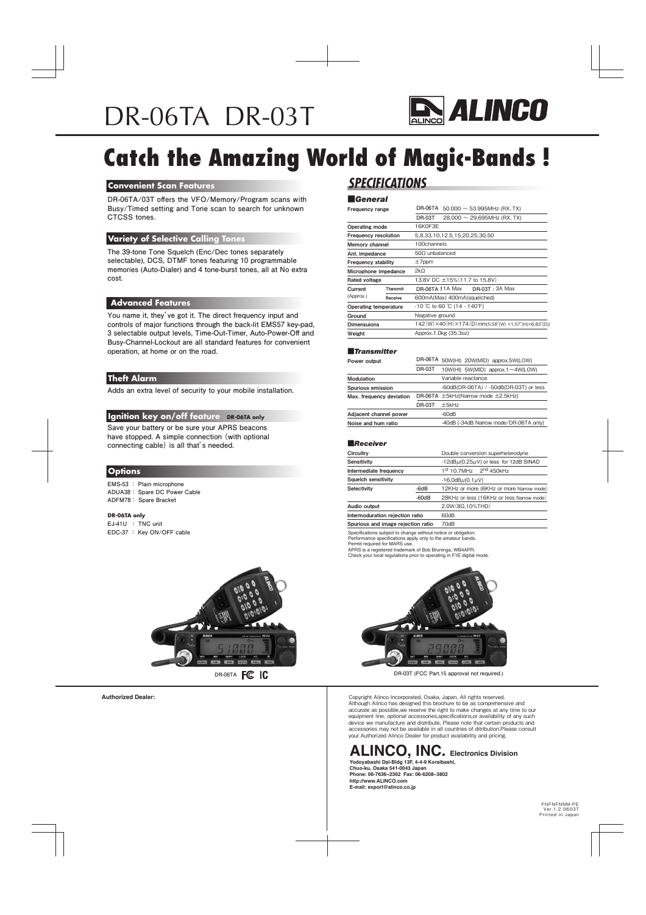# DR-06TA DR-03T

ALINCO

# Catch the Amazing World of Magic-Bands !

## Convenient Scan Features

DR-06TA/03T offers the VFO/Memory/Program scans with Busy/Timed setting and Tone scan to search for unknown CTCSS tones.

## Variety of Selective Calling Tones

The 39-tone Tone Squelch (Enc/Dec tones separately selectable), DCS, DTMF tones featuring 10 programmable memories (Auto-Dialer) and 4 tone-burst tones, all at No extra cost.

## Advanced Features

You name it, they've got it. The direct frequency input and controls of major functions through the back-lit EMS57 key-pad, 3 selectable output levels, Time-Out-Timer, Auto-Power-Off and Busy-Channel-Lockout are all standard features for convenient operation, at home or on the road.

## Theft Alarm

Adds an extra level of security to your mobile installation.

## Ignition key on/off feature DR-06TA only

Save your battery or be sure your APRS beacons have stopped. A simple connection (with optional connecting cable) is all that's needed.

## Options

EMS-53 : Plain microphone
ADUA38 : Spare DC Power Cable
ADFM78 : Spare Bracket

**DR-06TA only**

EJ-41U : TNC unit
EDC-37 : Key ON/OFF cable

## SPECIFICATIONS

### General

| | | |
|---|---|---|
| Frequency range | DR-06TA | 50.000 ~ 53.995MHz (RX, TX) |
| | DR-03T | 28.000 ~ 29.695MHz (RX, TX) |
| Operating mode | | 16K0F3E |
| Frequency resolution | | 5,8.33,10,12.5,15,20,25,30,50 |
| Memory channel | | 100channels |
| Ant. impedance | | 50Ω unbalanced |
| Frequency stability | | ±7ppm |
| Microphone impedance | | 2kΩ |
| Rated voltage | | 13.8V DC ±15% (11.7 to 15.8V) |
| Current (Approx.) | Transmit | DR-06TA 11A Max DR-03T : 3A Max |
| | Receive | 600mA(Max) 400mA(squelched) |
| Operating temperature | | -10 ℃ to 60 ℃ (14 - 140°F) |
| Ground | | Negative ground |
| Dimensuions | | 142(W)×40(H)×174(D)mm(5.58"(W) ×1.57"(H)×6.83"(D)) |
| Weight | | Approx.1.0kg (35.3oz) |

### Transmitter

| | | |
|---|---|---|
| Power output | DR-06TA | 50W(HI) 20W(MID) approx.5W(LOW) |
| | DR-03T | 10W(HI) 5W(MID) approx.1~4W(LOW) |
| Modulation | | Variable reactance |
| Spurious emission | | -60dB(DR-06TA) / -50dB(DR-03T) or less |
| Max. frequency deviation | DR-06TA | ±5kHz(Narrow mode ±2.5kHz) |
| | DR-03T | ±5kHz |
| Adjacent channel power | | -60dB |
| Noise and hum ratio | | -40dB (-34dB Narrow mode/DR-06TA only) |

### Receiver

| | | |
|---|---|---|
| Circuitry | | Double conversion superheterodyne |
| Sensitivity | | -12dBμ(0.25μV) or less for 12dB SINAD |
| Intermediate frequency | | 1st 10.7MHz 2nd 450kHz |
| Squelch sensitivity | | -16.0dBμ(0.1μV) |
| Selectivity | -6dB | 12KHz or more (6KHz or more Narrow mode) |
| | -60dB | 28KHz or less (16KHz or less Narrow mode) |
| Audio output | | 2.0W(8Ω,10%THD) |
| Intermoduration rejection ratio | | 60dB |
| Spurious and image rejection ratio | | 70dB |

Specifications subject to change without notice or obligation.
Performance specifications apply only to the amateur bands.
Permit required for MARS use.
APRS is a registered trademark of Bob Bruninga, WB4APR.
Check your local regulations prior to operating in F1E digital mode.

DR-06TA FC IC

DR-03T (FCC Part.15 approval not required.)

**Authorized Dealer:**

Copyright Alinco Incorporated, Osaka, Japan. All rights reserved.
Although Alinco has designed this brochure to be as comprehensive and accurate as possible,we reserve the right to make changes at any time to our equipment line, optional accessories,specifications,or availability of any such device we manufacture and distribute, Please note that certain products and accessories may not be available in all countries of ditribution.Please consult your Authorized Alinco Dealer for product availability and pricing.

**ALINCO, INC. Electronics Division**

**Yodoyabashi Dai-Bldg 13F, 4-4-9 Koraibashi,**
**Chuo-ku, Osaka 541-0043 Japan**
**Phone: 06-7636–2362 Fax: 06-6208–3802**
**http://www.ALINCO.com**
**E-mail: export@alinco.co.jp**

FNFNFNNM-PE
Ver.1.2 0603T
Printed in Japan